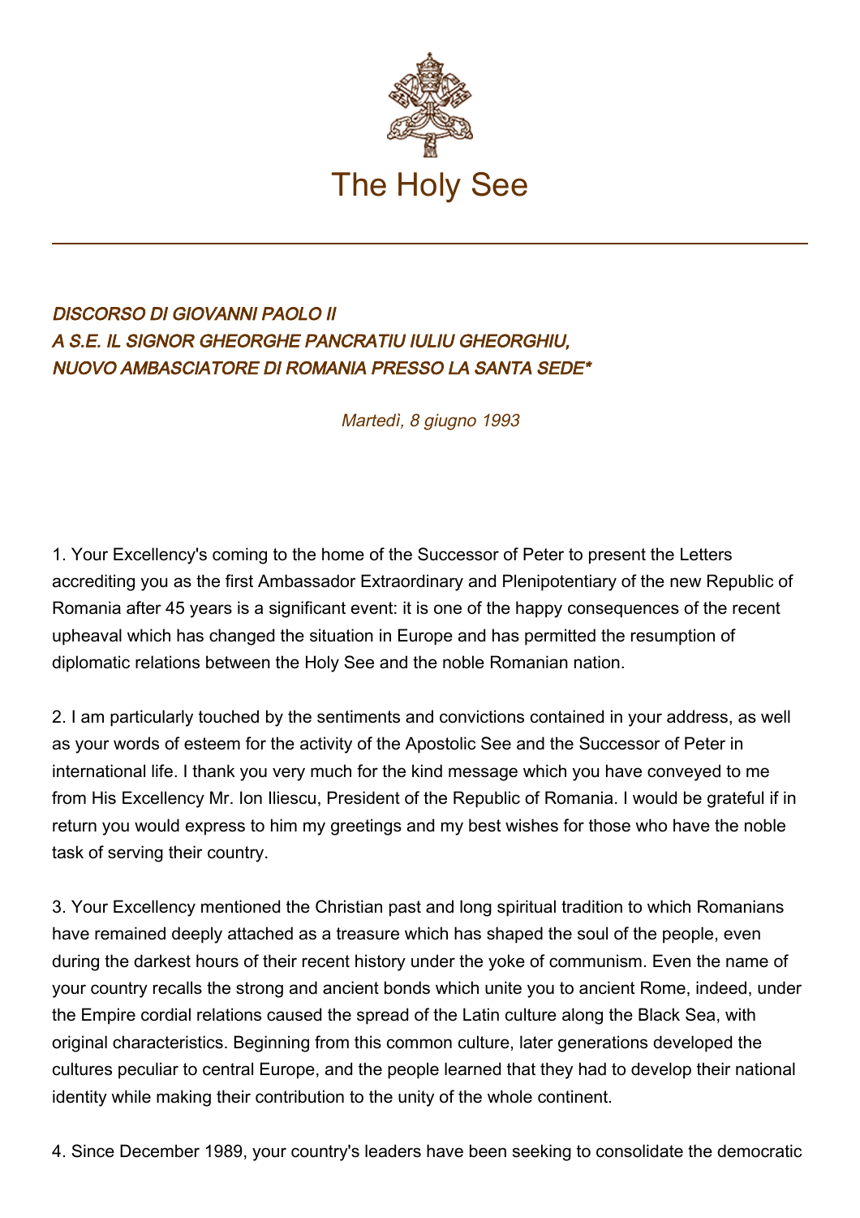# The Holy See

*DISCORSO DI GIOVANNI PAOLO II*
*A S.E. IL SIGNOR GHEORGHE PANCRATIU IULIU GHEORGHIU,*
*NUOVO AMBASCIATORE DI ROMANIA PRESSO LA SANTA SEDE**

*Martedì, 8 giugno 1993*

1. Your Excellency's coming to the home of the Successor of Peter to present the Letters accrediting you as the first Ambassador Extraordinary and Plenipotentiary of the new Republic of Romania after 45 years is a significant event: it is one of the happy consequences of the recent upheaval which has changed the situation in Europe and has permitted the resumption of diplomatic relations between the Holy See and the noble Romanian nation.

2. I am particularly touched by the sentiments and convictions contained in your address, as well as your words of esteem for the activity of the Apostolic See and the Successor of Peter in international life. I thank you very much for the kind message which you have conveyed to me from His Excellency Mr. Ion Iliescu, President of the Republic of Romania. I would be grateful if in return you would express to him my greetings and my best wishes for those who have the noble task of serving their country.

3. Your Excellency mentioned the Christian past and long spiritual tradition to which Romanians have remained deeply attached as a treasure which has shaped the soul of the people, even during the darkest hours of their recent history under the yoke of communism. Even the name of your country recalls the strong and ancient bonds which unite you to ancient Rome, indeed, under the Empire cordial relations caused the spread of the Latin culture along the Black Sea, with original characteristics. Beginning from this common culture, later generations developed the cultures peculiar to central Europe, and the people learned that they had to develop their national identity while making their contribution to the unity of the whole continent.

4. Since December 1989, your country's leaders have been seeking to consolidate the democratic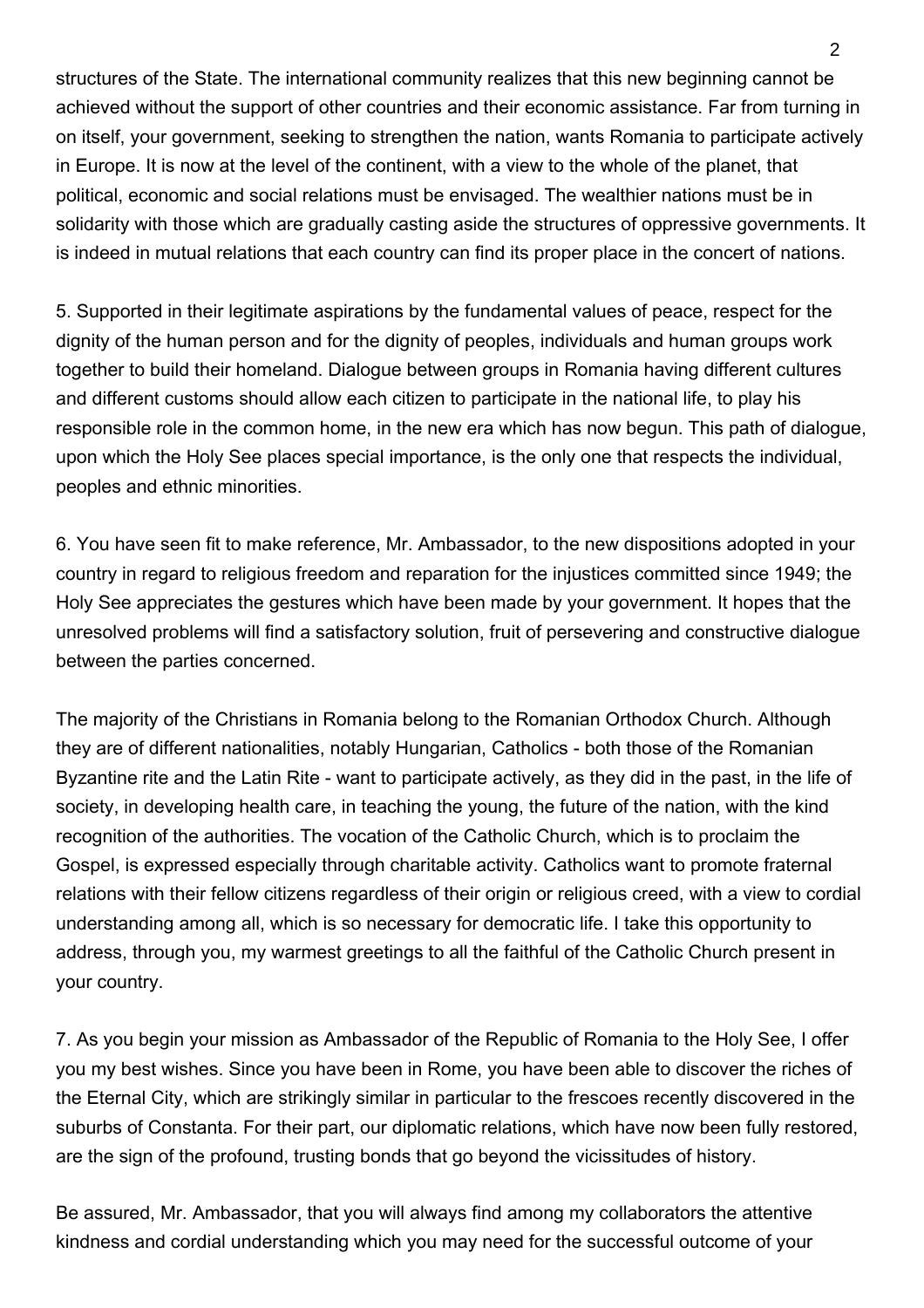structures of the State. The international community realizes that this new beginning cannot be achieved without the support of other countries and their economic assistance. Far from turning in on itself, your government, seeking to strengthen the nation, wants Romania to participate actively in Europe. It is now at the level of the continent, with a view to the whole of the planet, that political, economic and social relations must be envisaged. The wealthier nations must be in solidarity with those which are gradually casting aside the structures of oppressive governments. It is indeed in mutual relations that each country can find its proper place in the concert of nations.

5. Supported in their legitimate aspirations by the fundamental values of peace, respect for the dignity of the human person and for the dignity of peoples, individuals and human groups work together to build their homeland. Dialogue between groups in Romania having different cultures and different customs should allow each citizen to participate in the national life, to play his responsible role in the common home, in the new era which has now begun. This path of dialogue, upon which the Holy See places special importance, is the only one that respects the individual, peoples and ethnic minorities.

6. You have seen fit to make reference, Mr. Ambassador, to the new dispositions adopted in your country in regard to religious freedom and reparation for the injustices committed since 1949; the Holy See appreciates the gestures which have been made by your government. It hopes that the unresolved problems will find a satisfactory solution, fruit of persevering and constructive dialogue between the parties concerned.

The majority of the Christians in Romania belong to the Romanian Orthodox Church. Although they are of different nationalities, notably Hungarian, Catholics - both those of the Romanian Byzantine rite and the Latin Rite - want to participate actively, as they did in the past, in the life of society, in developing health care, in teaching the young, the future of the nation, with the kind recognition of the authorities. The vocation of the Catholic Church, which is to proclaim the Gospel, is expressed especially through charitable activity. Catholics want to promote fraternal relations with their fellow citizens regardless of their origin or religious creed, with a view to cordial understanding among all, which is so necessary for democratic life. I take this opportunity to address, through you, my warmest greetings to all the faithful of the Catholic Church present in your country.

7. As you begin your mission as Ambassador of the Republic of Romania to the Holy See, I offer you my best wishes. Since you have been in Rome, you have been able to discover the riches of the Eternal City, which are strikingly similar in particular to the frescoes recently discovered in the suburbs of Constanta. For their part, our diplomatic relations, which have now been fully restored, are the sign of the profound, trusting bonds that go beyond the vicissitudes of history.

Be assured, Mr. Ambassador, that you will always find among my collaborators the attentive kindness and cordial understanding which you may need for the successful outcome of your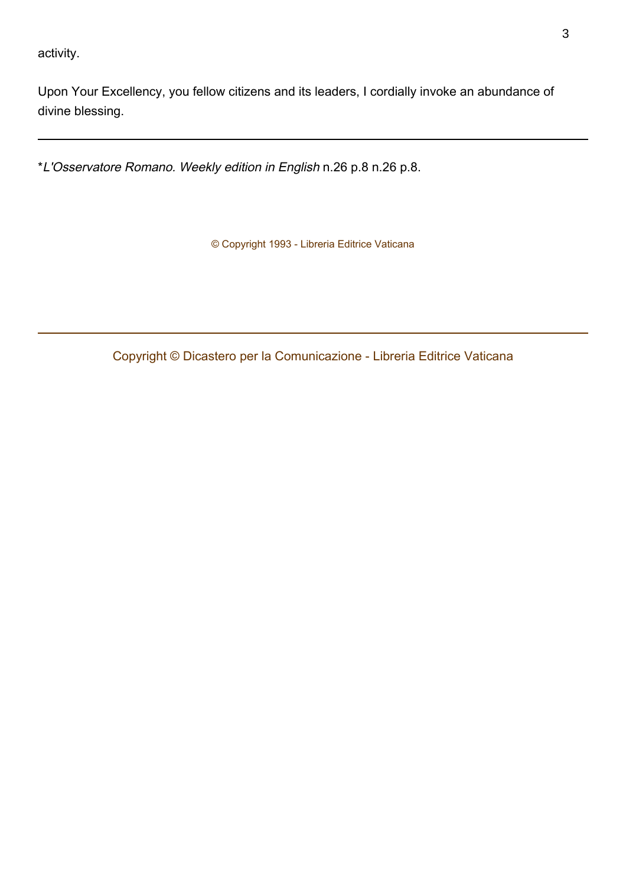activity.

Upon Your Excellency, you fellow citizens and its leaders, I cordially invoke an abundance of divine blessing.

---

**L'Osservatore Romano. Weekly edition in English* n.26 p.8 n.26 p.8.

© Copyright 1993 - Libreria Editrice Vaticana

---

Copyright © Dicastero per la Comunicazione - Libreria Editrice Vaticana